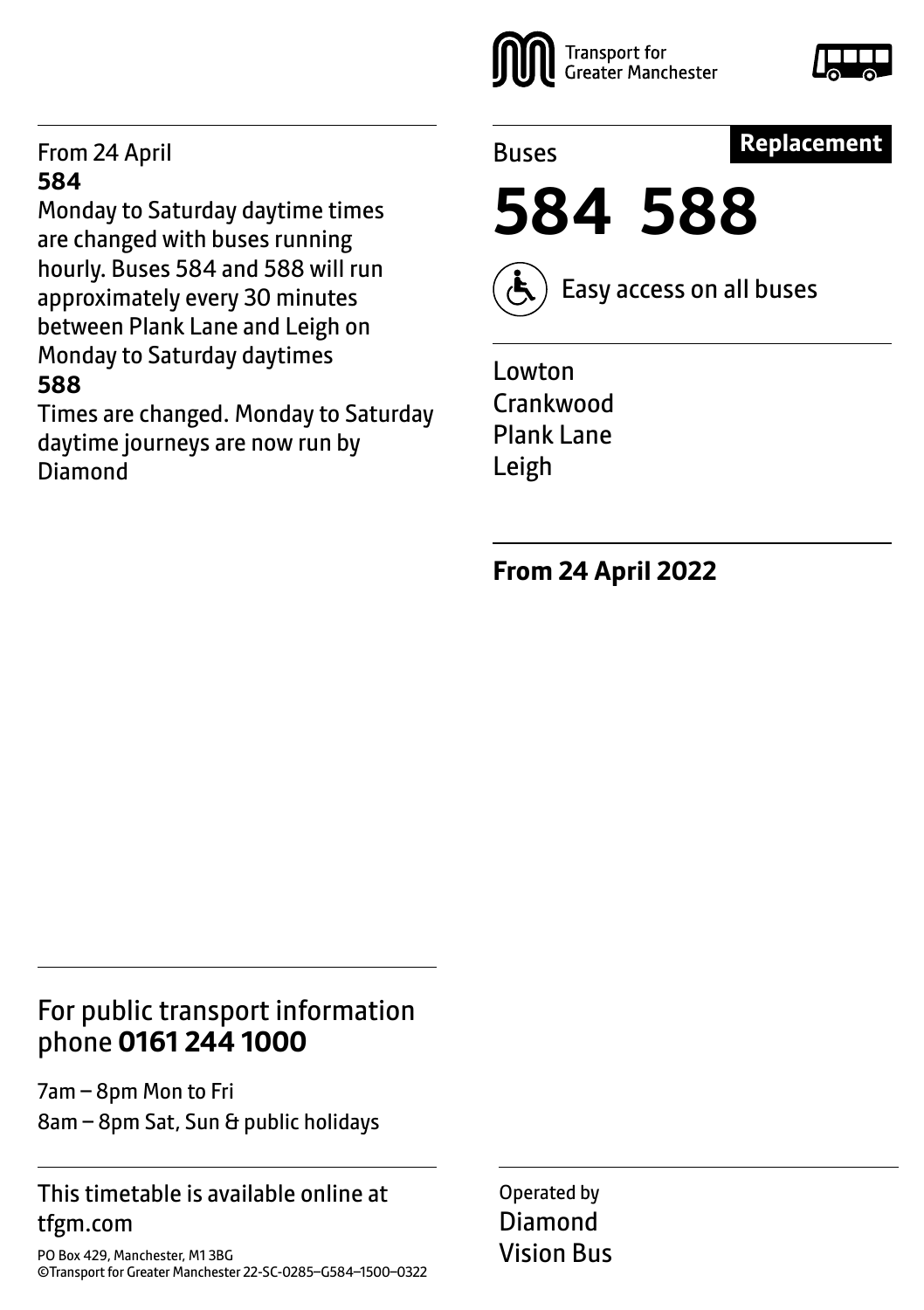Transport for Greater Manchester

Buses

**Replacement**

# 584 588

Easy access on all buses

Lowton
Crankwood
Plank Lane
Leigh

**From 24 April 2022**

From 24 April

**584**

Monday to Saturday daytime times are changed with buses running hourly. Buses 584 and 588 will run approximately every 30 minutes between Plank Lane and Leigh on Monday to Saturday daytimes

**588**

Times are changed. Monday to Saturday daytime journeys are now run by Diamond

For public transport information phone **0161 244 1000**

7am – 8pm Mon to Fri
8am – 8pm Sat, Sun & public holidays

This timetable is available online at tfgm.com

PO Box 429, Manchester, M1 3BG
©Transport for Greater Manchester 22-SC-0285–G584–1500–0322

Operated by
Diamond
Vision Bus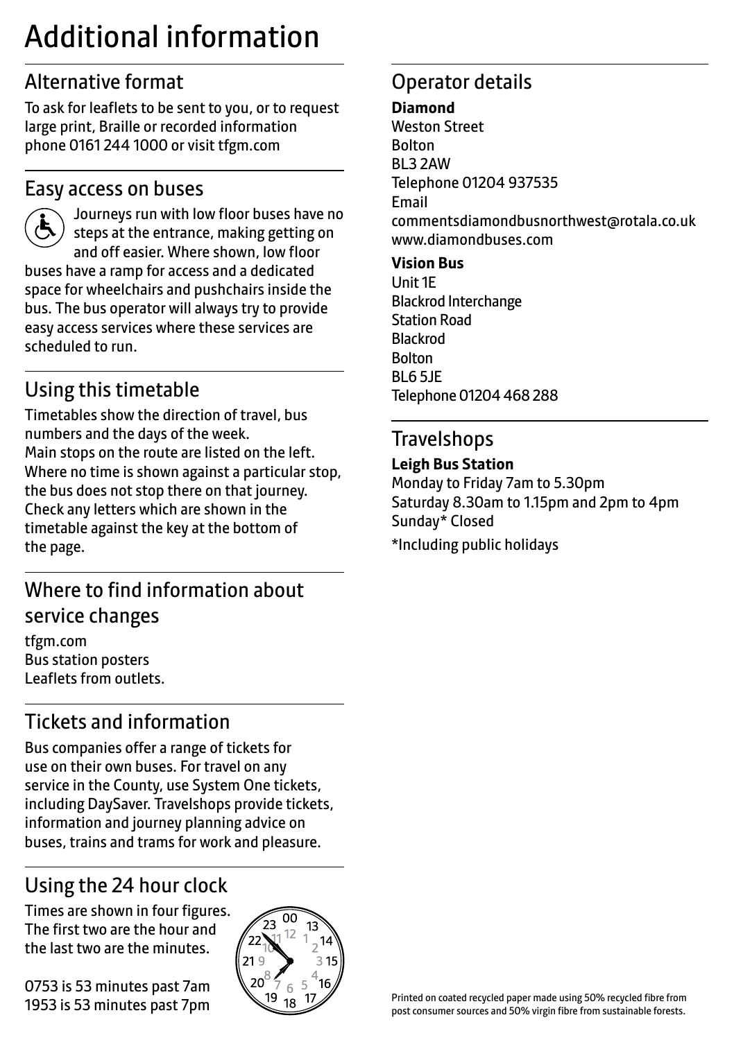# Additional information

## Alternative format

To ask for leaflets to be sent to you, or to request large print, Braille or recorded information phone 0161 244 1000 or visit tfgm.com

## Easy access on buses

Journeys run with low floor buses have no steps at the entrance, making getting on and off easier. Where shown, low floor buses have a ramp for access and a dedicated space for wheelchairs and pushchairs inside the bus. The bus operator will always try to provide easy access services where these services are scheduled to run.

## Using this timetable

Timetables show the direction of travel, bus numbers and the days of the week.
Main stops on the route are listed on the left. Where no time is shown against a particular stop, the bus does not stop there on that journey. Check any letters which are shown in the timetable against the key at the bottom of the page.

## Where to find information about service changes

tfgm.com
Bus station posters
Leaflets from outlets.

## Tickets and information

Bus companies offer a range of tickets for use on their own buses. For travel on any service in the County, use System One tickets, including DaySaver. Travelshops provide tickets, information and journey planning advice on buses, trains and trams for work and pleasure.

## Using the 24 hour clock

Times are shown in four figures. The first two are the hour and the last two are the minutes.

0753 is 53 minutes past 7am
1953 is 53 minutes past 7pm

## Operator details

**Diamond**
Weston Street
Bolton
BL3 2AW
Telephone 01204 937535
Email
commentsdiamondbusnorthwest@rotala.co.uk
www.diamondbuses.com

**Vision Bus**
Unit 1E
Blackrod Interchange
Station Road
Blackrod
Bolton
BL6 5JE
Telephone 01204 468 288

## Travelshops

**Leigh Bus Station**
Monday to Friday 7am to 5.30pm
Saturday 8.30am to 1.15pm and 2pm to 4pm
Sunday* Closed

*Including public holidays

Printed on coated recycled paper made using 50% recycled fibre from post consumer sources and 50% virgin fibre from sustainable forests.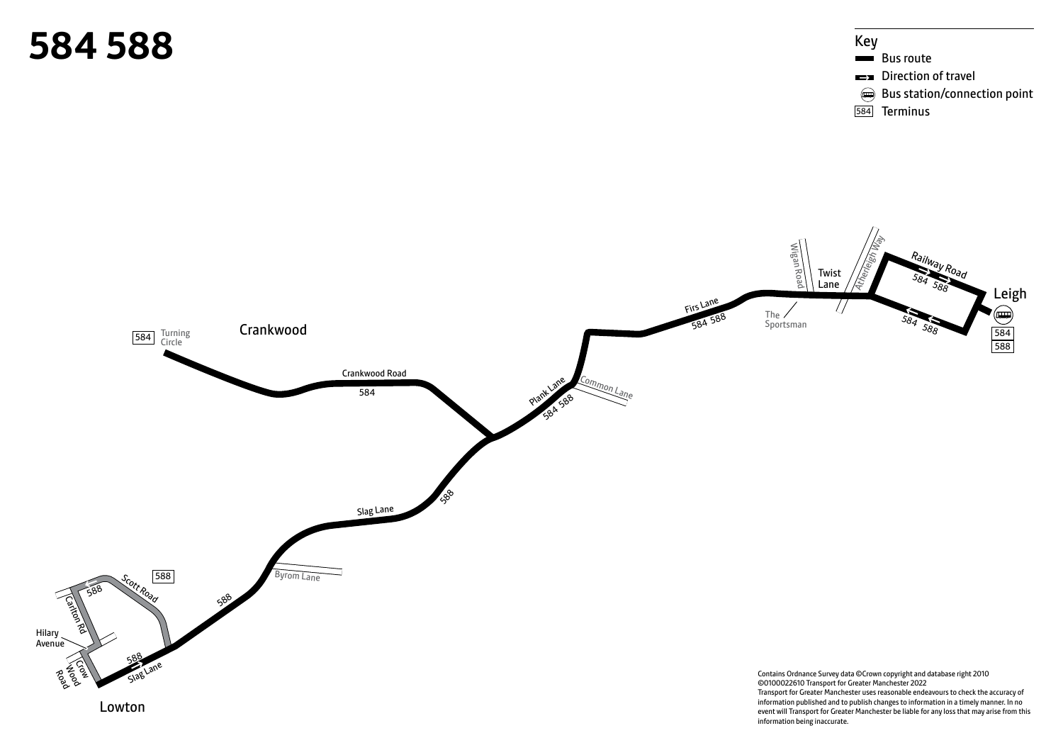# 584 588

**Key**

- Bus route
- Direction of travel
- Bus station/connection point
- 584 Terminus

584 Turning Circle

Crankwood

Crankwood Road 584

Plank Lane 584 588

Common Lane

Firs Lane 584 588

Wigan Road

Twist Lane

The Sportsman

Atherleigh Way

Railway Road 584 588

584 588

Leigh

584

588

Slag Lane 588

Byrom Lane

588

588

Scott Road 588

Carlton Rd

Hilary Avenue

Crow Wood Road

588 Slag Lane

Lowton

Contains Ordnance Survey data ©Crown copyright and database right 2010
©0100022610 Transport for Greater Manchester 2022
Transport for Greater Manchester uses reasonable endeavours to check the accuracy of information published and to publish changes to information in a timely manner. In no event will Transport for Greater Manchester be liable for any loss that may arise from this information being inaccurate.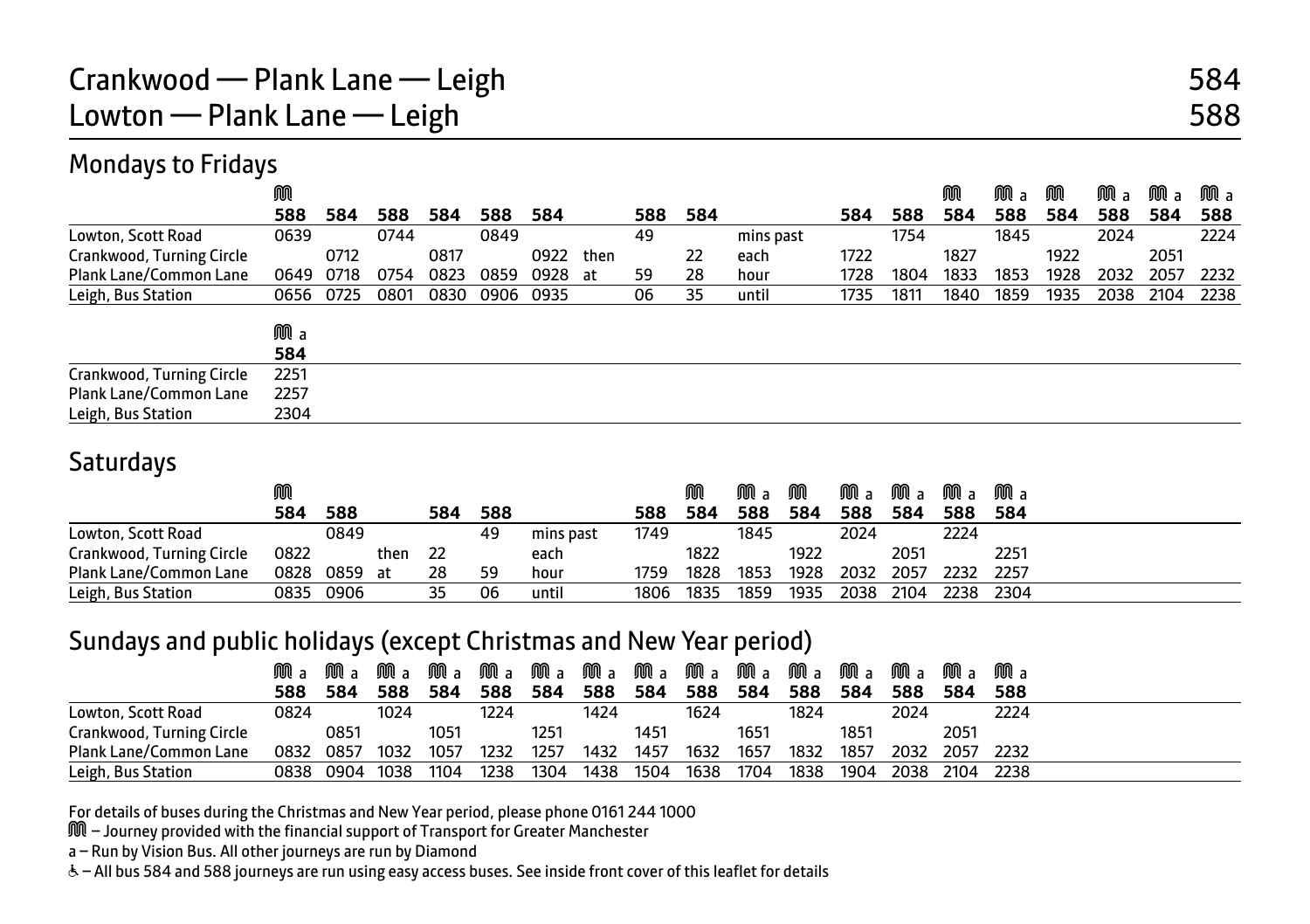# Crankwood — Plank Lane — Leigh 584
# Lowton — Plank Lane — Leigh 588

## Mondays to Fridays

| | M | | | | | | | | | | | | M | M a | M | M a | M a | M a |
|---|---|---|---|---|---|---|---|---|---|---|---|---|---|---|---|---|---|---|
| | **588** | **584** | **588** | **584** | **588** | **584** | | **588** | **584** | | **584** | **588** | **584** | **588** | **584** | **588** | **584** | **588** |
| Lowton, Scott Road | 0639 | | 0744 | | 0849 | | | 49 | | mins past | | 1754 | | 1845 | | 2024 | | 2224 |
| Crankwood, Turning Circle | | 0712 | | 0817 | | 0922 | then | | 22 | each | 1722 | | 1827 | | 1922 | | 2051 | |
| Plank Lane/Common Lane | 0649 | 0718 | 0754 | 0823 | 0859 | 0928 | at | 59 | 28 | hour | 1728 | 1804 | 1833 | 1853 | 1928 | 2032 | 2057 | 2232 |
| Leigh, Bus Station | 0656 | 0725 | 0801 | 0830 | 0906 | 0935 | | 06 | 35 | until | 1735 | 1811 | 1840 | 1859 | 1935 | 2038 | 2104 | 2238 |

| | M a |
|---|---|
| | **584** |
| Crankwood, Turning Circle | 2251 |
| Plank Lane/Common Lane | 2257 |
| Leigh, Bus Station | 2304 |

## Saturdays

| | M | | | | | | | M | M a | M | M a | M a | M a | M a |
|---|---|---|---|---|---|---|---|---|---|---|---|---|---|---|
| | **584** | **588** | | **584** | **588** | | **588** | **584** | **588** | **584** | **588** | **584** | **588** | **584** |
| Lowton, Scott Road | | 0849 | | | 49 | mins past | 1749 | | 1845 | | 2024 | | 2224 | |
| Crankwood, Turning Circle | 0822 | | then | 22 | | each | | 1822 | | 1922 | | 2051 | | 2251 |
| Plank Lane/Common Lane | 0828 | 0859 | at | 28 | 59 | hour | 1759 | 1828 | 1853 | 1928 | 2032 | 2057 | 2232 | 2257 |
| Leigh, Bus Station | 0835 | 0906 | | 35 | 06 | until | 1806 | 1835 | 1859 | 1935 | 2038 | 2104 | 2238 | 2304 |

## Sundays and public holidays (except Christmas and New Year period)

| | M a | M a | M a | M a | M a | M a | M a | M a | M a | M a | M a | M a | M a | M a | M a |
|---|---|---|---|---|---|---|---|---|---|---|---|---|---|---|---|
| | **588** | **584** | **588** | **584** | **588** | **584** | **588** | **584** | **588** | **584** | **588** | **584** | **588** | **584** | **588** |
| Lowton, Scott Road | 0824 | | 1024 | | 1224 | | 1424 | | 1624 | | 1824 | | 2024 | | 2224 |
| Crankwood, Turning Circle | | 0851 | | 1051 | | 1251 | | 1451 | | 1651 | | 1851 | | 2051 | |
| Plank Lane/Common Lane | 0832 | 0857 | 1032 | 1057 | 1232 | 1257 | 1432 | 1457 | 1632 | 1657 | 1832 | 1857 | 2032 | 2057 | 2232 |
| Leigh, Bus Station | 0838 | 0904 | 1038 | 1104 | 1238 | 1304 | 1438 | 1504 | 1638 | 1704 | 1838 | 1904 | 2038 | 2104 | 2238 |

For details of buses during the Christmas and New Year period, please phone 0161 244 1000

M – Journey provided with the financial support of Transport for Greater Manchester

a – Run by Vision Bus. All other journeys are run by Diamond

♿ – All bus 584 and 588 journeys are run using easy access buses. See inside front cover of this leaflet for details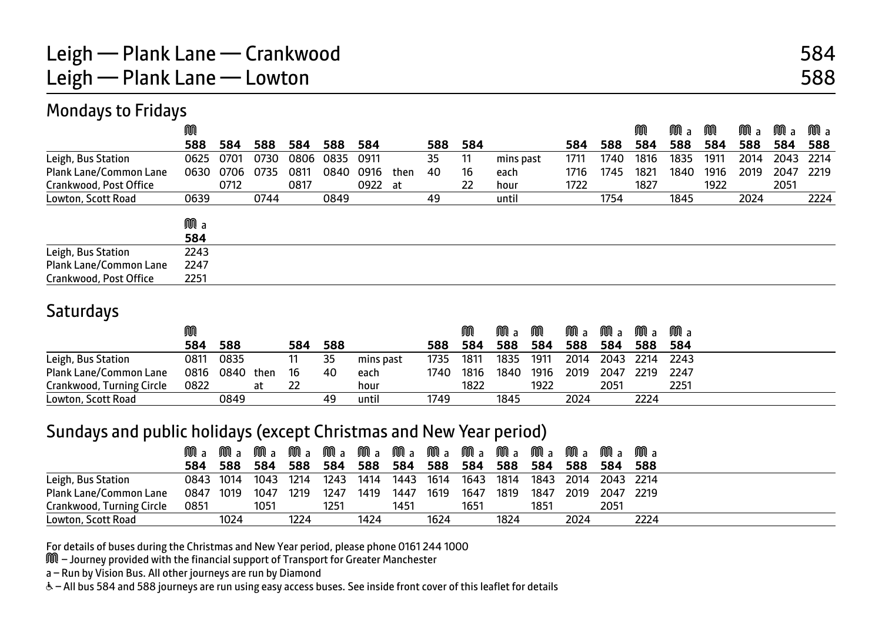# Leigh — Plank Lane — Crankwood 584
# Leigh — Plank Lane — Lowton 588

## Mondays to Fridays

| | M | | | | | | | | | | | | M | M a | M | M a | M a | M a |
|---|---|---|---|---|---|---|---|---|---|---|---|---|---|---|---|---|---|---|
| | **588** | **584** | **588** | **584** | **588** | **584** | | **588** | **584** | | **584** | **588** | **584** | **588** | **584** | **588** | **584** | **588** |
| Leigh, Bus Station | 0625 | 0701 | 0730 | 0806 | 0835 | 0911 | | 35 | 11 | mins past | 1711 | 1740 | 1816 | 1835 | 1911 | 2014 | 2043 | 2214 |
| Plank Lane/Common Lane | 0630 | 0706 | 0735 | 0811 | 0840 | 0916 | then | 40 | 16 | each | 1716 | 1745 | 1821 | 1840 | 1916 | 2019 | 2047 | 2219 |
| Crankwood, Post Office | | 0712 | | 0817 | | 0922 | at | | 22 | hour | 1722 | | 1827 | | 1922 | | 2051 | |
| Lowton, Scott Road | 0639 | | 0744 | | 0849 | | | 49 | | until | | 1754 | | 1845 | | 2024 | | 2224 |

| | M a |
|---|---|
| | **584** |
| Leigh, Bus Station | 2243 |
| Plank Lane/Common Lane | 2247 |
| Crankwood, Post Office | 2251 |

## Saturdays

| | M | | | | | | | M | M a | M | M a | M a | M a | M a |
|---|---|---|---|---|---|---|---|---|---|---|---|---|---|---|
| | **584** | **588** | | **584** | **588** | | **588** | **584** | **588** | **584** | **588** | **584** | **588** | **584** |
| Leigh, Bus Station | 0811 | 0835 | | 11 | 35 | mins past | 1735 | 1811 | 1835 | 1911 | 2014 | 2043 | 2214 | 2243 |
| Plank Lane/Common Lane | 0816 | 0840 | then | 16 | 40 | each | 1740 | 1816 | 1840 | 1916 | 2019 | 2047 | 2219 | 2247 |
| Crankwood, Turning Circle | 0822 | | at | 22 | | hour | | 1822 | | 1922 | | 2051 | | 2251 |
| Lowton, Scott Road | | 0849 | | | 49 | until | 1749 | | 1845 | | 2024 | | 2224 | |

## Sundays and public holidays (except Christmas and New Year period)

| | M a | M a | M a | M a | M a | M a | M a | M a | M a | M a | M a | M a | M a | M a |
|---|---|---|---|---|---|---|---|---|---|---|---|---|---|---|
| | **584** | **588** | **584** | **588** | **584** | **588** | **584** | **588** | **584** | **588** | **584** | **588** | **584** | **588** |
| Leigh, Bus Station | 0843 | 1014 | 1043 | 1214 | 1243 | 1414 | 1443 | 1614 | 1643 | 1814 | 1843 | 2014 | 2043 | 2214 |
| Plank Lane/Common Lane | 0847 | 1019 | 1047 | 1219 | 1247 | 1419 | 1447 | 1619 | 1647 | 1819 | 1847 | 2019 | 2047 | 2219 |
| Crankwood, Turning Circle | 0851 | | 1051 | | 1251 | | 1451 | | 1651 | | 1851 | | 2051 | |
| Lowton, Scott Road | | 1024 | | 1224 | | 1424 | | 1624 | | 1824 | | 2024 | | 2224 |

For details of buses during the Christmas and New Year period, please phone 0161 244 1000

M – Journey provided with the financial support of Transport for Greater Manchester

a – Run by Vision Bus. All other journeys are run by Diamond

♿ – All bus 584 and 588 journeys are run using easy access buses. See inside front cover of this leaflet for details